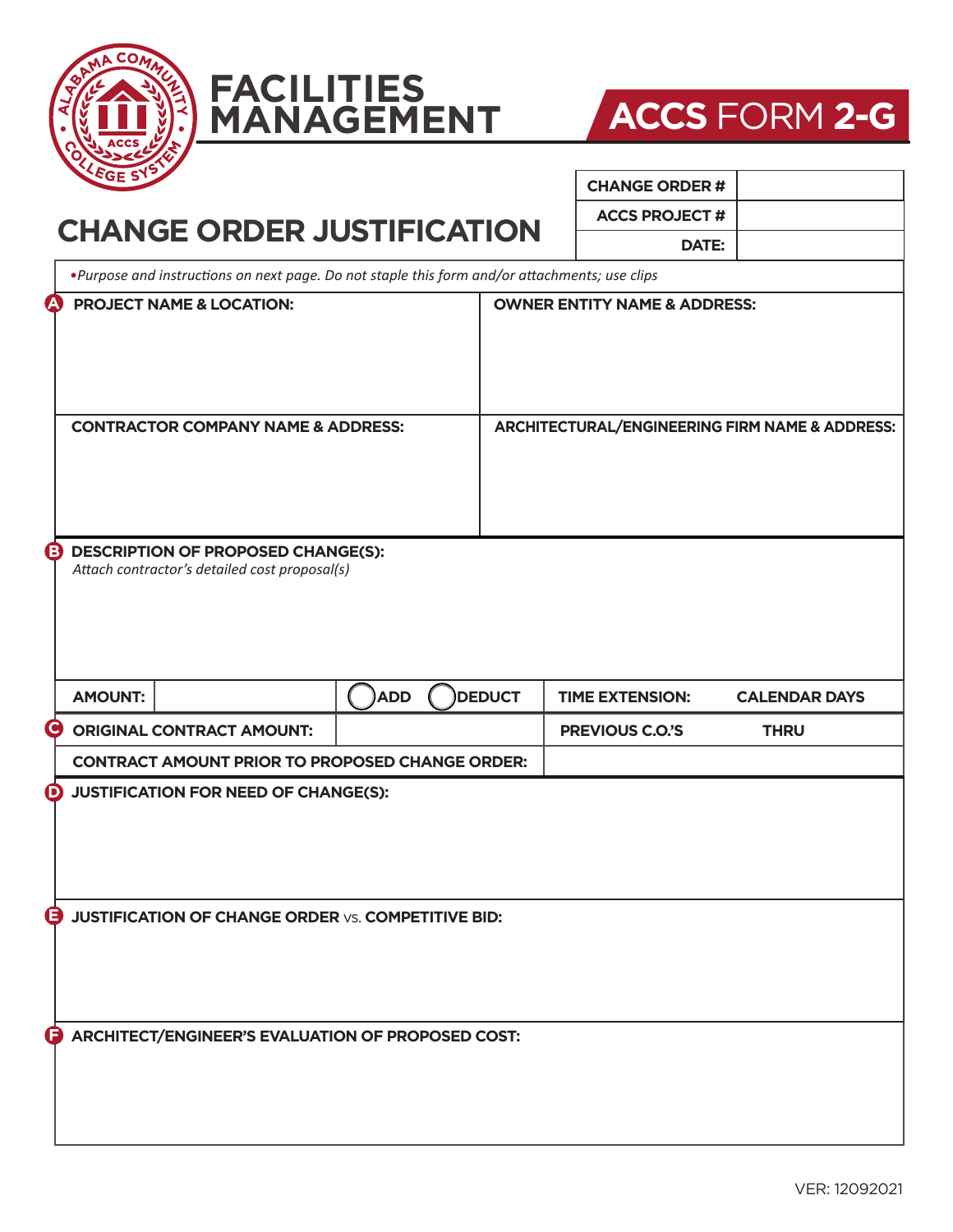# FACILITIES MANAGEMENT

## ACCS FORM 2-G

# CHANGE ORDER JUSTIFICATION

| CHANGE ORDER # | |
|---|---|
| ACCS PROJECT # | |
| DATE: | |

*•Purpose and instructions on next page. Do not staple this form and/or attachments; use clips*

| **A** PROJECT NAME & LOCATION: | OWNER ENTITY NAME & ADDRESS: |
|---|---|
| | |
| **CONTRACTOR COMPANY NAME & ADDRESS:** | **ARCHITECTURAL/ENGINEERING FIRM NAME & ADDRESS:** |
| | |

**B DESCRIPTION OF PROPOSED CHANGE(S):**
*Attach contractor's detailed cost proposal(s)*

| AMOUNT: | | ◯ ADD ◯ DEDUCT | TIME EXTENSION: CALENDAR DAYS |
|---|---|---|---|
| **C ORIGINAL CONTRACT AMOUNT:** | | | PREVIOUS C.O.'S THRU |
| **CONTRACT AMOUNT PRIOR TO PROPOSED CHANGE ORDER:** | | | |

**D JUSTIFICATION FOR NEED OF CHANGE(S):**

**E JUSTIFICATION OF CHANGE ORDER vs. COMPETITIVE BID:**

**F ARCHITECT/ENGINEER'S EVALUATION OF PROPOSED COST:**

VER: 12092021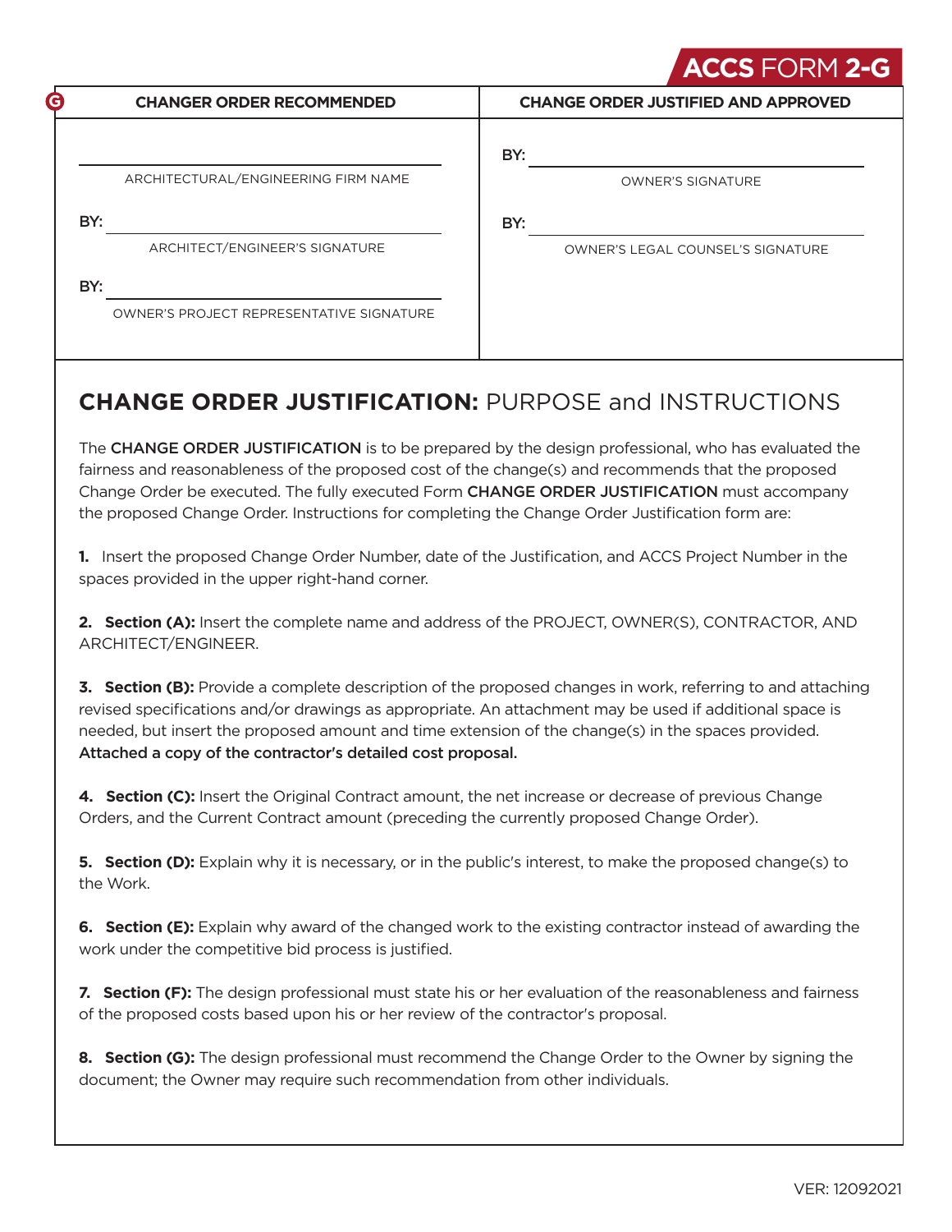# ACCS FORM 2-G

| G CHANGER ORDER RECOMMENDED | CHANGE ORDER JUSTIFIED AND APPROVED |
|---|---|
| ______________________<br>ARCHITECTURAL/ENGINEERING FIRM NAME | BY: ______________________<br>OWNER'S SIGNATURE |
| BY: ______________________<br>ARCHITECT/ENGINEER'S SIGNATURE | BY: ______________________<br>OWNER'S LEGAL COUNSEL'S SIGNATURE |
| BY: ______________________<br>OWNER'S PROJECT REPRESENTATIVE SIGNATURE | |

## CHANGE ORDER JUSTIFICATION: PURPOSE and INSTRUCTIONS

The **CHANGE ORDER JUSTIFICATION** is to be prepared by the design professional, who has evaluated the fairness and reasonableness of the proposed cost of the change(s) and recommends that the proposed Change Order be executed. The fully executed Form **CHANGE ORDER JUSTIFICATION** must accompany the proposed Change Order. Instructions for completing the Change Order Justification form are:

**1.** Insert the proposed Change Order Number, date of the Justification, and ACCS Project Number in the spaces provided in the upper right-hand corner.

**2. Section (A):** Insert the complete name and address of the PROJECT, OWNER(S), CONTRACTOR, AND ARCHITECT/ENGINEER.

**3. Section (B):** Provide a complete description of the proposed changes in work, referring to and attaching revised specifications and/or drawings as appropriate. An attachment may be used if additional space is needed, but insert the proposed amount and time extension of the change(s) in the spaces provided. **Attached a copy of the contractor's detailed cost proposal.**

**4. Section (C):** Insert the Original Contract amount, the net increase or decrease of previous Change Orders, and the Current Contract amount (preceding the currently proposed Change Order).

**5. Section (D):** Explain why it is necessary, or in the public's interest, to make the proposed change(s) to the Work.

**6. Section (E):** Explain why award of the changed work to the existing contractor instead of awarding the work under the competitive bid process is justified.

**7. Section (F):** The design professional must state his or her evaluation of the reasonableness and fairness of the proposed costs based upon his or her review of the contractor's proposal.

**8. Section (G):** The design professional must recommend the Change Order to the Owner by signing the document; the Owner may require such recommendation from other individuals.

VER: 12092021